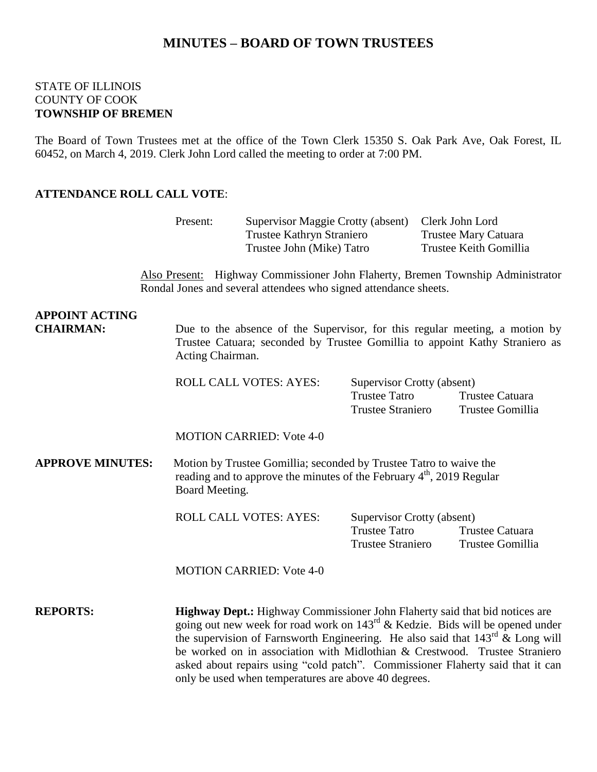# MINUTES – BOARD OF TOWN TRUSTEES

STATE OF ILLINOIS
COUNTY OF COOK
**TOWNSHIP OF BREMEN**

The Board of Town Trustees met at the office of the Town Clerk 15350 S. Oak Park Ave, Oak Forest, IL 60452, on March 4, 2019. Clerk John Lord called the meeting to order at 7:00 PM.

**ATTENDANCE ROLL CALL VOTE**:

| Present: | Supervisor Maggie Crotty (absent) | Clerk John Lord |
|---|---|---|
| | Trustee Kathryn Straniero | Trustee Mary Catuara |
| | Trustee John (Mike) Tatro | Trustee Keith Gomillia |

Also Present: Highway Commissioner John Flaherty, Bremen Township Administrator Rondal Jones and several attendees who signed attendance sheets.

**APPOINT ACTING CHAIRMAN:** Due to the absence of the Supervisor, for this regular meeting, a motion by Trustee Catuara; seconded by Trustee Gomillia to appoint Kathy Straniero as Acting Chairman.

| ROLL CALL VOTES: AYES: | Supervisor Crotty (absent) | |
|---|---|---|
| | Trustee Tatro | Trustee Catuara |
| | Trustee Straniero | Trustee Gomillia |

MOTION CARRIED: Vote 4-0

**APPROVE MINUTES:** Motion by Trustee Gomillia; seconded by Trustee Tatro to waive the reading and to approve the minutes of the February 4th, 2019 Regular Board Meeting.

| ROLL CALL VOTES: AYES: | Supervisor Crotty (absent) | |
|---|---|---|
| | Trustee Tatro | Trustee Catuara |
| | Trustee Straniero | Trustee Gomillia |

MOTION CARRIED: Vote 4-0

**REPORTS:** **Highway Dept.:** Highway Commissioner John Flaherty said that bid notices are going out new week for road work on 143rd & Kedzie. Bids will be opened under the supervision of Farnsworth Engineering. He also said that 143rd & Long will be worked on in association with Midlothian & Crestwood. Trustee Straniero asked about repairs using "cold patch". Commissioner Flaherty said that it can only be used when temperatures are above 40 degrees.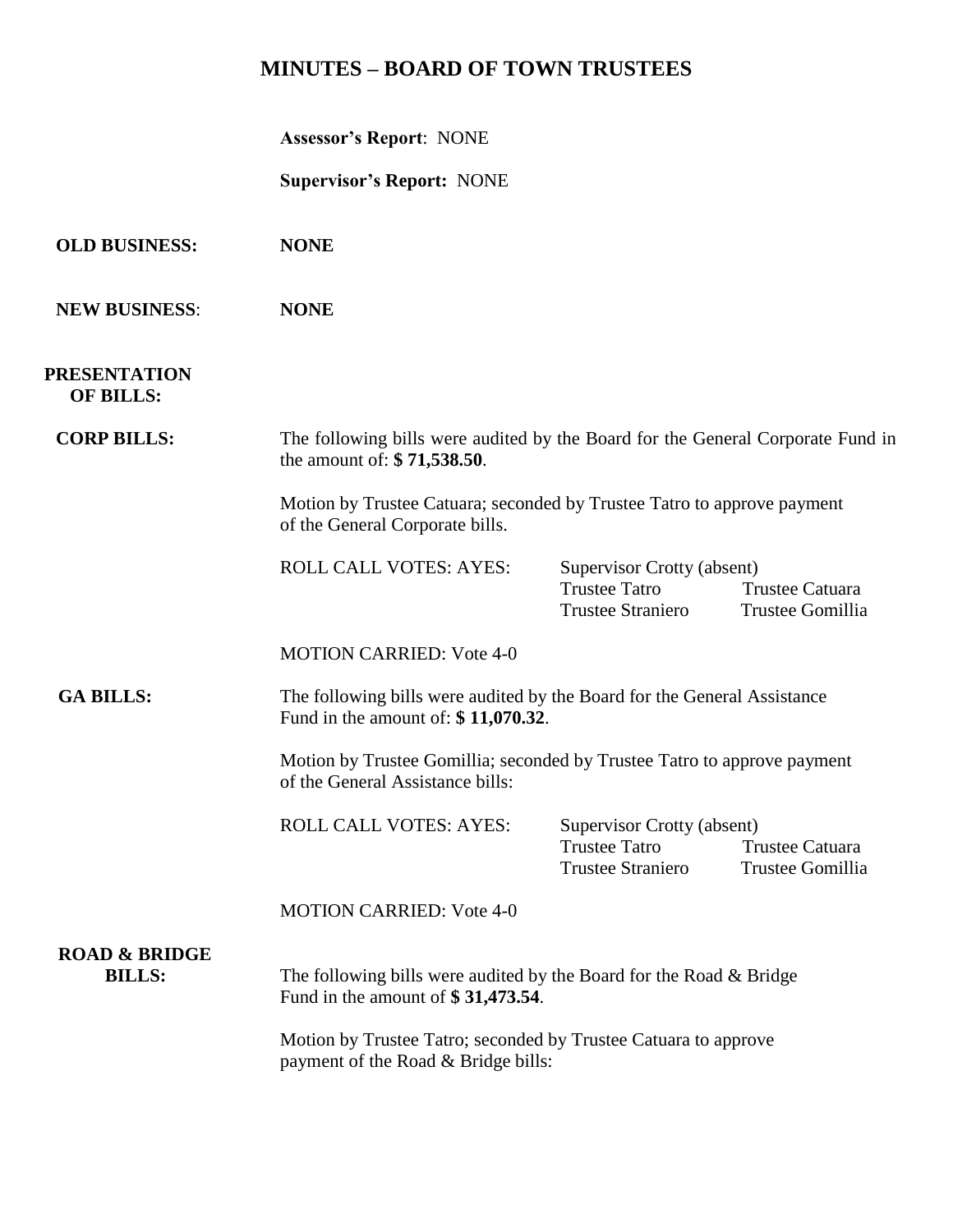# MINUTES – BOARD OF TOWN TRUSTEES

**Assessor's Report**: NONE

**Supervisor's Report:** NONE

**OLD BUSINESS:** **NONE**

**NEW BUSINESS**: **NONE**

**PRESENTATION OF BILLS:**

**CORP BILLS:**

The following bills were audited by the Board for the General Corporate Fund in the amount of: **$ 71,538.50**.

Motion by Trustee Catuara; seconded by Trustee Tatro to approve payment of the General Corporate bills.

ROLL CALL VOTES: AYES: Supervisor Crotty (absent)
Trustee Tatro Trustee Catuara
Trustee Straniero Trustee Gomillia

MOTION CARRIED: Vote 4-0

**GA BILLS:**

The following bills were audited by the Board for the General Assistance Fund in the amount of: **$ 11,070.32**.

Motion by Trustee Gomillia; seconded by Trustee Tatro to approve payment of the General Assistance bills:

ROLL CALL VOTES: AYES: Supervisor Crotty (absent)
Trustee Tatro Trustee Catuara
Trustee Straniero Trustee Gomillia

MOTION CARRIED: Vote 4-0

**ROAD & BRIDGE BILLS:**

The following bills were audited by the Board for the Road & Bridge Fund in the amount of **$ 31,473.54**.

Motion by Trustee Tatro; seconded by Trustee Catuara to approve payment of the Road & Bridge bills: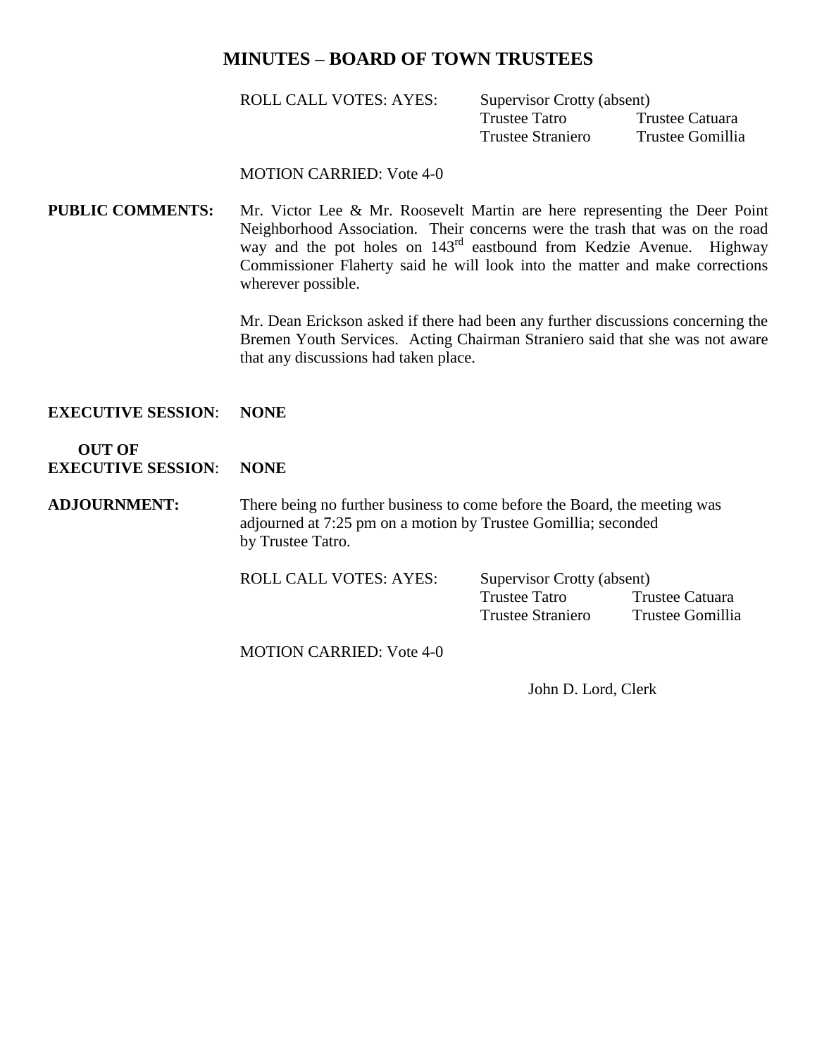# MINUTES – BOARD OF TOWN TRUSTEES

ROLL CALL VOTES: AYES: Supervisor Crotty (absent)
Trustee Tatro Trustee Catuara
Trustee Straniero Trustee Gomillia

MOTION CARRIED: Vote 4-0

**PUBLIC COMMENTS:** Mr. Victor Lee & Mr. Roosevelt Martin are here representing the Deer Point Neighborhood Association. Their concerns were the trash that was on the road way and the pot holes on 143rd eastbound from Kedzie Avenue. Highway Commissioner Flaherty said he will look into the matter and make corrections wherever possible.

Mr. Dean Erickson asked if there had been any further discussions concerning the Bremen Youth Services. Acting Chairman Straniero said that she was not aware that any discussions had taken place.

**EXECUTIVE SESSION**: **NONE**

**OUT OF EXECUTIVE SESSION**: **NONE**

**ADJOURNMENT:** There being no further business to come before the Board, the meeting was adjourned at 7:25 pm on a motion by Trustee Gomillia; seconded by Trustee Tatro.

ROLL CALL VOTES: AYES: Supervisor Crotty (absent)
Trustee Tatro Trustee Catuara
Trustee Straniero Trustee Gomillia

MOTION CARRIED: Vote 4-0

John D. Lord, Clerk